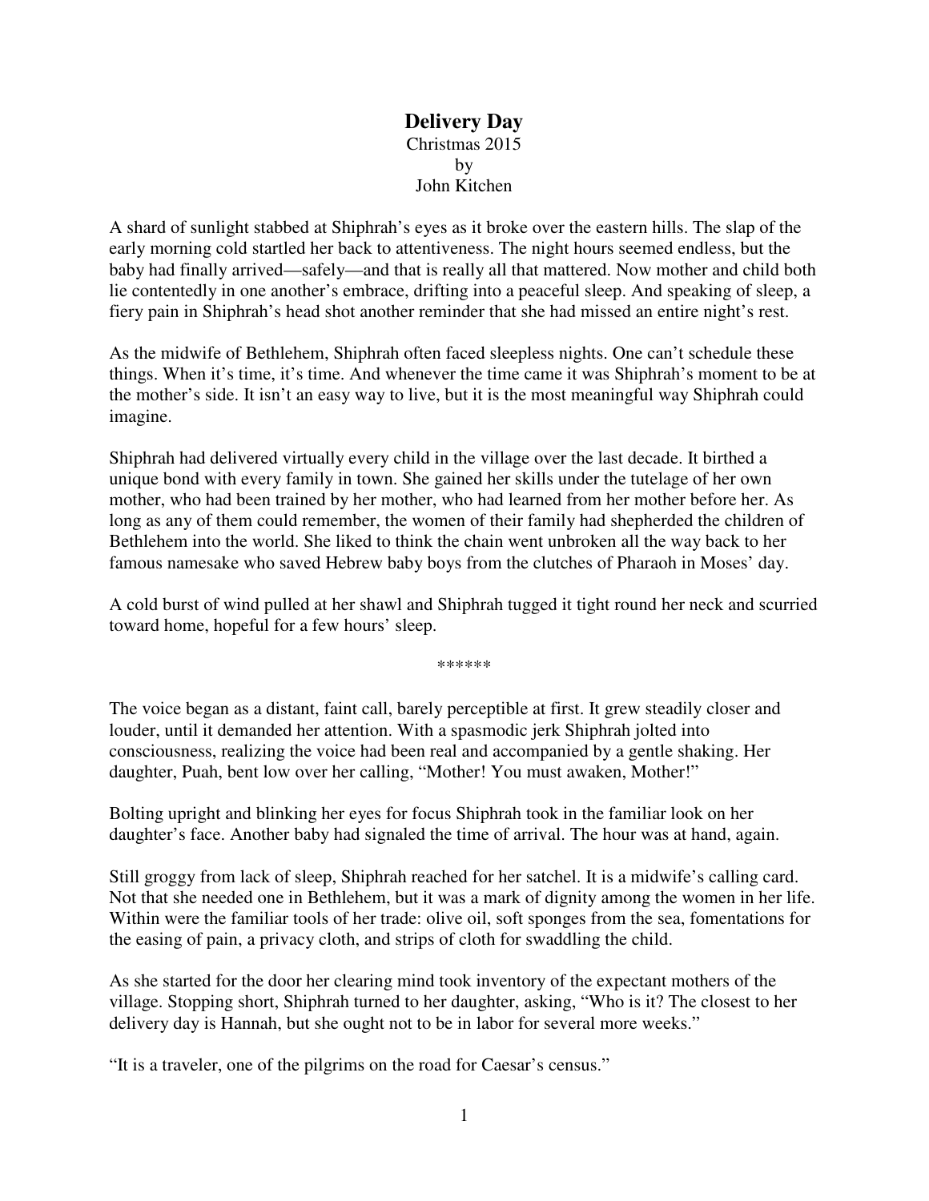# Delivery Day

Christmas 2015

by

John Kitchen

A shard of sunlight stabbed at Shiphrah's eyes as it broke over the eastern hills. The slap of the early morning cold startled her back to attentiveness. The night hours seemed endless, but the baby had finally arrived—safely—and that is really all that mattered. Now mother and child both lie contentedly in one another's embrace, drifting into a peaceful sleep. And speaking of sleep, a fiery pain in Shiphrah's head shot another reminder that she had missed an entire night's rest.

As the midwife of Bethlehem, Shiphrah often faced sleepless nights. One can't schedule these things. When it's time, it's time. And whenever the time came it was Shiphrah's moment to be at the mother's side. It isn't an easy way to live, but it is the most meaningful way Shiphrah could imagine.

Shiphrah had delivered virtually every child in the village over the last decade. It birthed a unique bond with every family in town. She gained her skills under the tutelage of her own mother, who had been trained by her mother, who had learned from her mother before her. As long as any of them could remember, the women of their family had shepherded the children of Bethlehem into the world. She liked to think the chain went unbroken all the way back to her famous namesake who saved Hebrew baby boys from the clutches of Pharaoh in Moses' day.

A cold burst of wind pulled at her shawl and Shiphrah tugged it tight round her neck and scurried toward home, hopeful for a few hours' sleep.

******

The voice began as a distant, faint call, barely perceptible at first. It grew steadily closer and louder, until it demanded her attention. With a spasmodic jerk Shiphrah jolted into consciousness, realizing the voice had been real and accompanied by a gentle shaking. Her daughter, Puah, bent low over her calling, "Mother! You must awaken, Mother!"

Bolting upright and blinking her eyes for focus Shiphrah took in the familiar look on her daughter's face. Another baby had signaled the time of arrival. The hour was at hand, again.

Still groggy from lack of sleep, Shiphrah reached for her satchel. It is a midwife's calling card. Not that she needed one in Bethlehem, but it was a mark of dignity among the women in her life. Within were the familiar tools of her trade: olive oil, soft sponges from the sea, fomentations for the easing of pain, a privacy cloth, and strips of cloth for swaddling the child.

As she started for the door her clearing mind took inventory of the expectant mothers of the village. Stopping short, Shiphrah turned to her daughter, asking, "Who is it? The closest to her delivery day is Hannah, but she ought not to be in labor for several more weeks."

"It is a traveler, one of the pilgrims on the road for Caesar's census."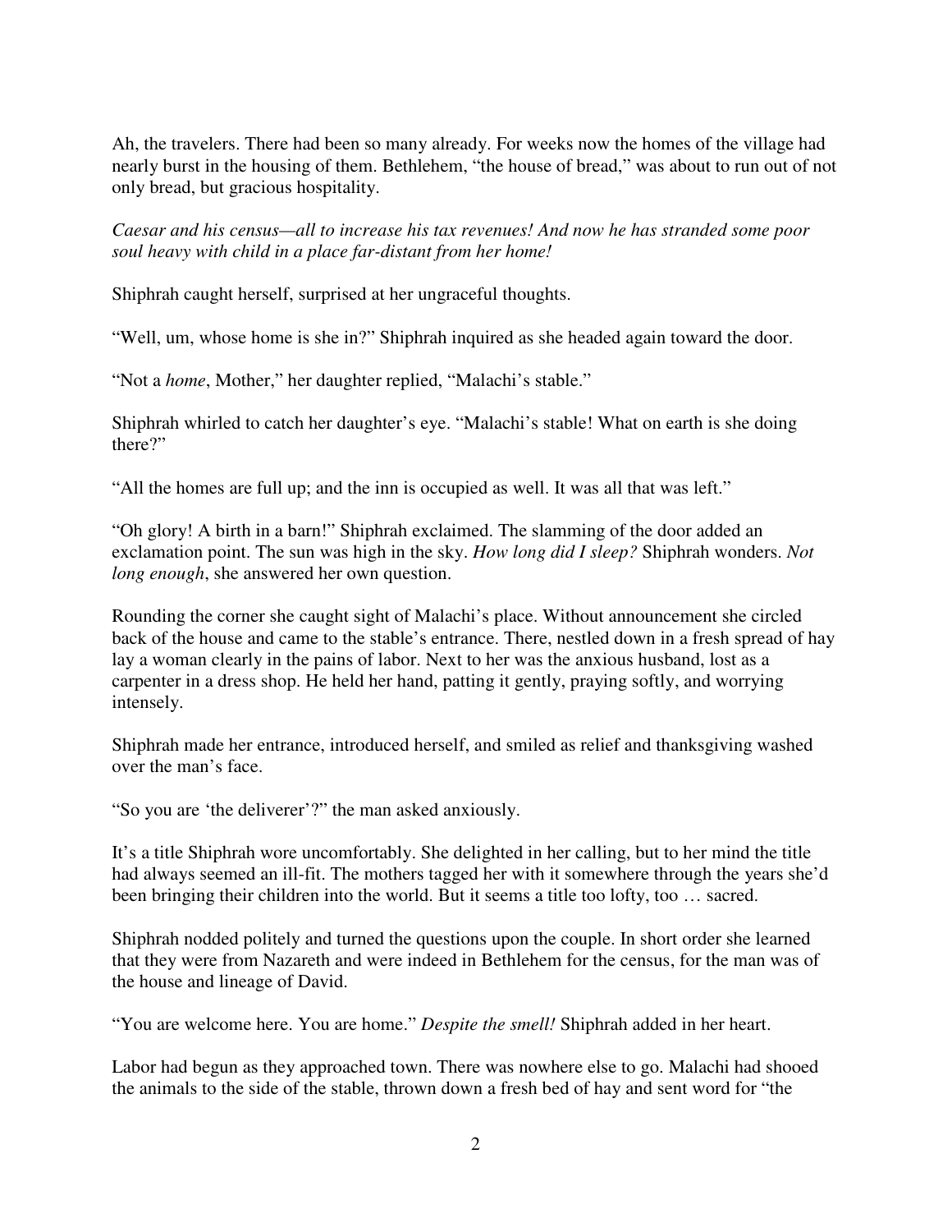Ah, the travelers. There had been so many already. For weeks now the homes of the village had nearly burst in the housing of them. Bethlehem, "the house of bread," was about to run out of not only bread, but gracious hospitality.

*Caesar and his census—all to increase his tax revenues! And now he has stranded some poor soul heavy with child in a place far-distant from her home!*

Shiphrah caught herself, surprised at her ungraceful thoughts.

"Well, um, whose home is she in?" Shiphrah inquired as she headed again toward the door.

"Not a *home*, Mother," her daughter replied, "Malachi's stable."

Shiphrah whirled to catch her daughter's eye. "Malachi's stable! What on earth is she doing there?"

"All the homes are full up; and the inn is occupied as well. It was all that was left."

"Oh glory! A birth in a barn!" Shiphrah exclaimed. The slamming of the door added an exclamation point. The sun was high in the sky. *How long did I sleep?* Shiphrah wonders. *Not long enough*, she answered her own question.

Rounding the corner she caught sight of Malachi's place. Without announcement she circled back of the house and came to the stable's entrance. There, nestled down in a fresh spread of hay lay a woman clearly in the pains of labor. Next to her was the anxious husband, lost as a carpenter in a dress shop. He held her hand, patting it gently, praying softly, and worrying intensely.

Shiphrah made her entrance, introduced herself, and smiled as relief and thanksgiving washed over the man's face.

"So you are 'the deliverer'?" the man asked anxiously.

It's a title Shiphrah wore uncomfortably. She delighted in her calling, but to her mind the title had always seemed an ill-fit. The mothers tagged her with it somewhere through the years she'd been bringing their children into the world. But it seems a title too lofty, too … sacred.

Shiphrah nodded politely and turned the questions upon the couple. In short order she learned that they were from Nazareth and were indeed in Bethlehem for the census, for the man was of the house and lineage of David.

"You are welcome here. You are home." *Despite the smell!* Shiphrah added in her heart.

Labor had begun as they approached town. There was nowhere else to go. Malachi had shooed the animals to the side of the stable, thrown down a fresh bed of hay and sent word for "the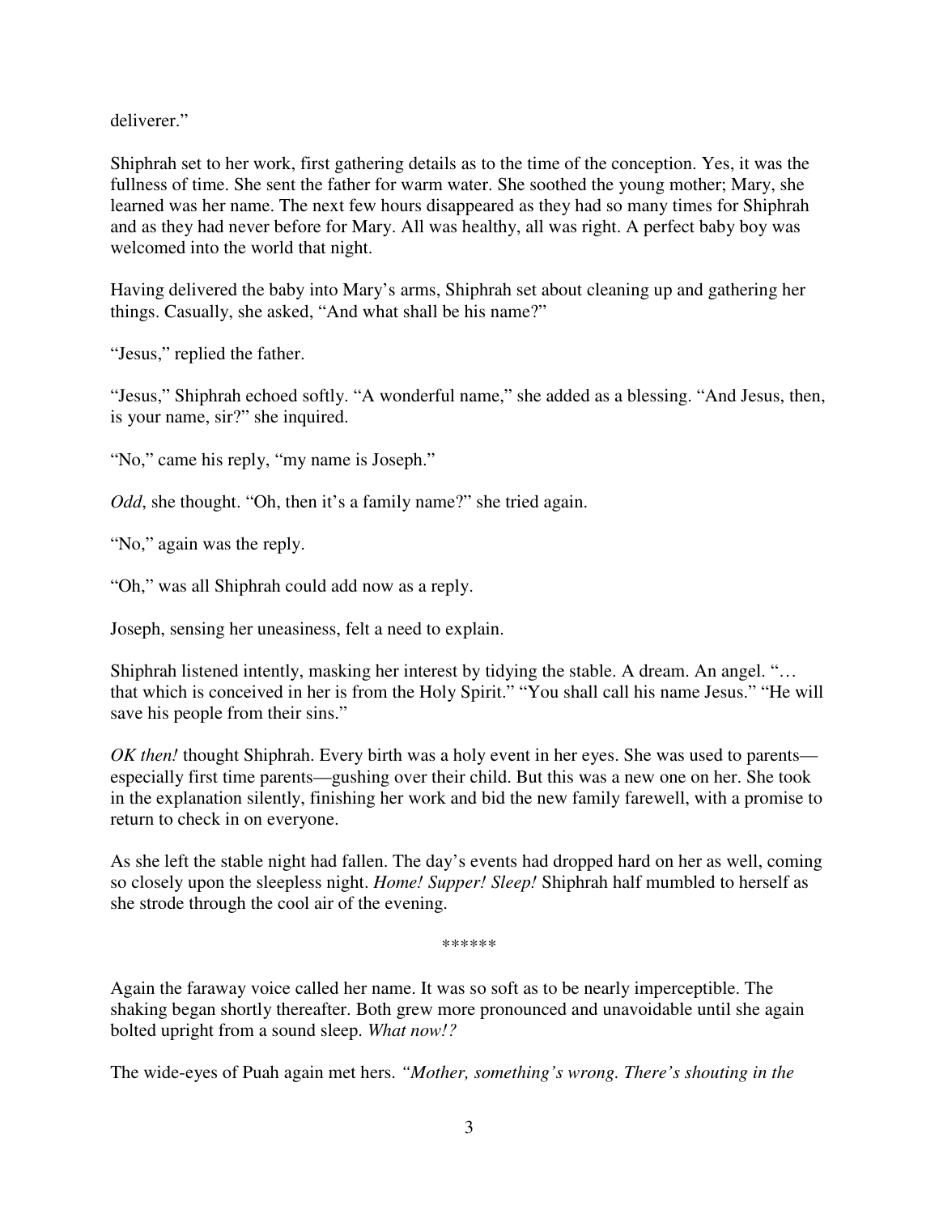deliverer."

Shiphrah set to her work, first gathering details as to the time of the conception. Yes, it was the fullness of time. She sent the father for warm water. She soothed the young mother; Mary, she learned was her name. The next few hours disappeared as they had so many times for Shiphrah and as they had never before for Mary. All was healthy, all was right. A perfect baby boy was welcomed into the world that night.

Having delivered the baby into Mary's arms, Shiphrah set about cleaning up and gathering her things. Casually, she asked, "And what shall be his name?"

"Jesus," replied the father.

"Jesus," Shiphrah echoed softly. "A wonderful name," she added as a blessing. "And Jesus, then, is your name, sir?" she inquired.

"No," came his reply, "my name is Joseph."

*Odd*, she thought. "Oh, then it's a family name?" she tried again.

"No," again was the reply.

"Oh," was all Shiphrah could add now as a reply.

Joseph, sensing her uneasiness, felt a need to explain.

Shiphrah listened intently, masking her interest by tidying the stable. A dream. An angel. "… that which is conceived in her is from the Holy Spirit." "You shall call his name Jesus." "He will save his people from their sins."

*OK then!* thought Shiphrah. Every birth was a holy event in her eyes. She was used to parents—especially first time parents—gushing over their child. But this was a new one on her. She took in the explanation silently, finishing her work and bid the new family farewell, with a promise to return to check in on everyone.

As she left the stable night had fallen. The day's events had dropped hard on her as well, coming so closely upon the sleepless night. *Home! Supper! Sleep!* Shiphrah half mumbled to herself as she strode through the cool air of the evening.

******

Again the faraway voice called her name. It was so soft as to be nearly imperceptible. The shaking began shortly thereafter. Both grew more pronounced and unavoidable until she again bolted upright from a sound sleep. *What now!?*

The wide-eyes of Puah again met hers. *"Mother, something's wrong. There's shouting in the*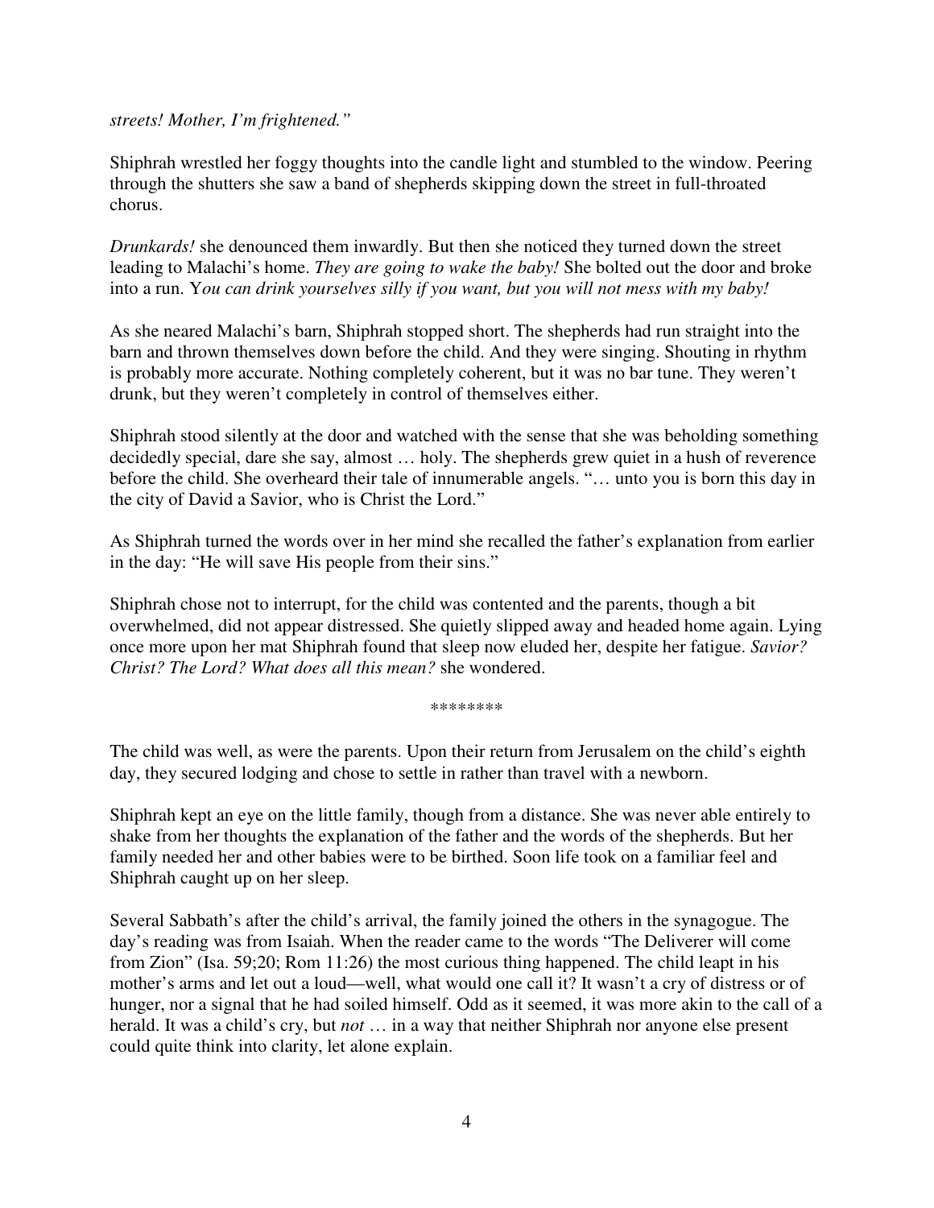*streets! Mother, I'm frightened."*

Shiphrah wrestled her foggy thoughts into the candle light and stumbled to the window. Peering through the shutters she saw a band of shepherds skipping down the street in full-throated chorus.

*Drunkards!* she denounced them inwardly. But then she noticed they turned down the street leading to Malachi's home. *They are going to wake the baby!* She bolted out the door and broke into a run. Y*ou can drink yourselves silly if you want, but you will not mess with my baby!*

As she neared Malachi's barn, Shiphrah stopped short. The shepherds had run straight into the barn and thrown themselves down before the child. And they were singing. Shouting in rhythm is probably more accurate. Nothing completely coherent, but it was no bar tune. They weren't drunk, but they weren't completely in control of themselves either.

Shiphrah stood silently at the door and watched with the sense that she was beholding something decidedly special, dare she say, almost … holy. The shepherds grew quiet in a hush of reverence before the child. She overheard their tale of innumerable angels. "… unto you is born this day in the city of David a Savior, who is Christ the Lord."

As Shiphrah turned the words over in her mind she recalled the father's explanation from earlier in the day: "He will save His people from their sins."

Shiphrah chose not to interrupt, for the child was contented and the parents, though a bit overwhelmed, did not appear distressed. She quietly slipped away and headed home again. Lying once more upon her mat Shiphrah found that sleep now eluded her, despite her fatigue. *Savior? Christ? The Lord? What does all this mean?* she wondered.

********

The child was well, as were the parents. Upon their return from Jerusalem on the child's eighth day, they secured lodging and chose to settle in rather than travel with a newborn.

Shiphrah kept an eye on the little family, though from a distance. She was never able entirely to shake from her thoughts the explanation of the father and the words of the shepherds. But her family needed her and other babies were to be birthed. Soon life took on a familiar feel and Shiphrah caught up on her sleep.

Several Sabbath's after the child's arrival, the family joined the others in the synagogue. The day's reading was from Isaiah. When the reader came to the words "The Deliverer will come from Zion" (Isa. 59;20; Rom 11:26) the most curious thing happened. The child leapt in his mother's arms and let out a loud—well, what would one call it? It wasn't a cry of distress or of hunger, nor a signal that he had soiled himself. Odd as it seemed, it was more akin to the call of a herald. It was a child's cry, but *not* … in a way that neither Shiphrah nor anyone else present could quite think into clarity, let alone explain.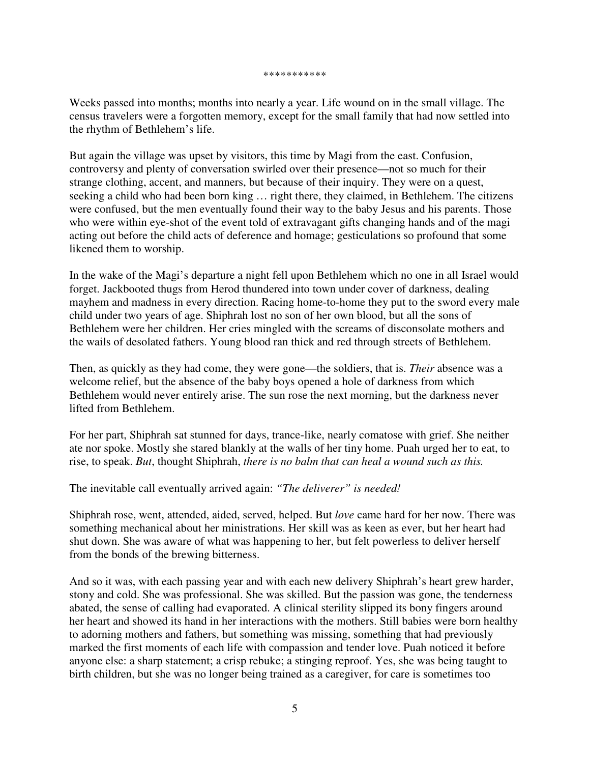\*\*\*\*\*\*\*\*\*\*\*

Weeks passed into months; months into nearly a year. Life wound on in the small village. The census travelers were a forgotten memory, except for the small family that had now settled into the rhythm of Bethlehem's life.

But again the village was upset by visitors, this time by Magi from the east. Confusion, controversy and plenty of conversation swirled over their presence—not so much for their strange clothing, accent, and manners, but because of their inquiry. They were on a quest, seeking a child who had been born king … right there, they claimed, in Bethlehem. The citizens were confused, but the men eventually found their way to the baby Jesus and his parents. Those who were within eye-shot of the event told of extravagant gifts changing hands and of the magi acting out before the child acts of deference and homage; gesticulations so profound that some likened them to worship.

In the wake of the Magi's departure a night fell upon Bethlehem which no one in all Israel would forget. Jackbooted thugs from Herod thundered into town under cover of darkness, dealing mayhem and madness in every direction. Racing home-to-home they put to the sword every male child under two years of age. Shiphrah lost no son of her own blood, but all the sons of Bethlehem were her children. Her cries mingled with the screams of disconsolate mothers and the wails of desolated fathers. Young blood ran thick and red through streets of Bethlehem.

Then, as quickly as they had come, they were gone—the soldiers, that is. *Their* absence was a welcome relief, but the absence of the baby boys opened a hole of darkness from which Bethlehem would never entirely arise. The sun rose the next morning, but the darkness never lifted from Bethlehem.

For her part, Shiphrah sat stunned for days, trance-like, nearly comatose with grief. She neither ate nor spoke. Mostly she stared blankly at the walls of her tiny home. Puah urged her to eat, to rise, to speak. *But*, thought Shiphrah, *there is no balm that can heal a wound such as this.*

The inevitable call eventually arrived again: *"The deliverer" is needed!*

Shiphrah rose, went, attended, aided, served, helped. But *love* came hard for her now. There was something mechanical about her ministrations. Her skill was as keen as ever, but her heart had shut down. She was aware of what was happening to her, but felt powerless to deliver herself from the bonds of the brewing bitterness.

And so it was, with each passing year and with each new delivery Shiphrah's heart grew harder, stony and cold. She was professional. She was skilled. But the passion was gone, the tenderness abated, the sense of calling had evaporated. A clinical sterility slipped its bony fingers around her heart and showed its hand in her interactions with the mothers. Still babies were born healthy to adorning mothers and fathers, but something was missing, something that had previously marked the first moments of each life with compassion and tender love. Puah noticed it before anyone else: a sharp statement; a crisp rebuke; a stinging reproof. Yes, she was being taught to birth children, but she was no longer being trained as a caregiver, for care is sometimes too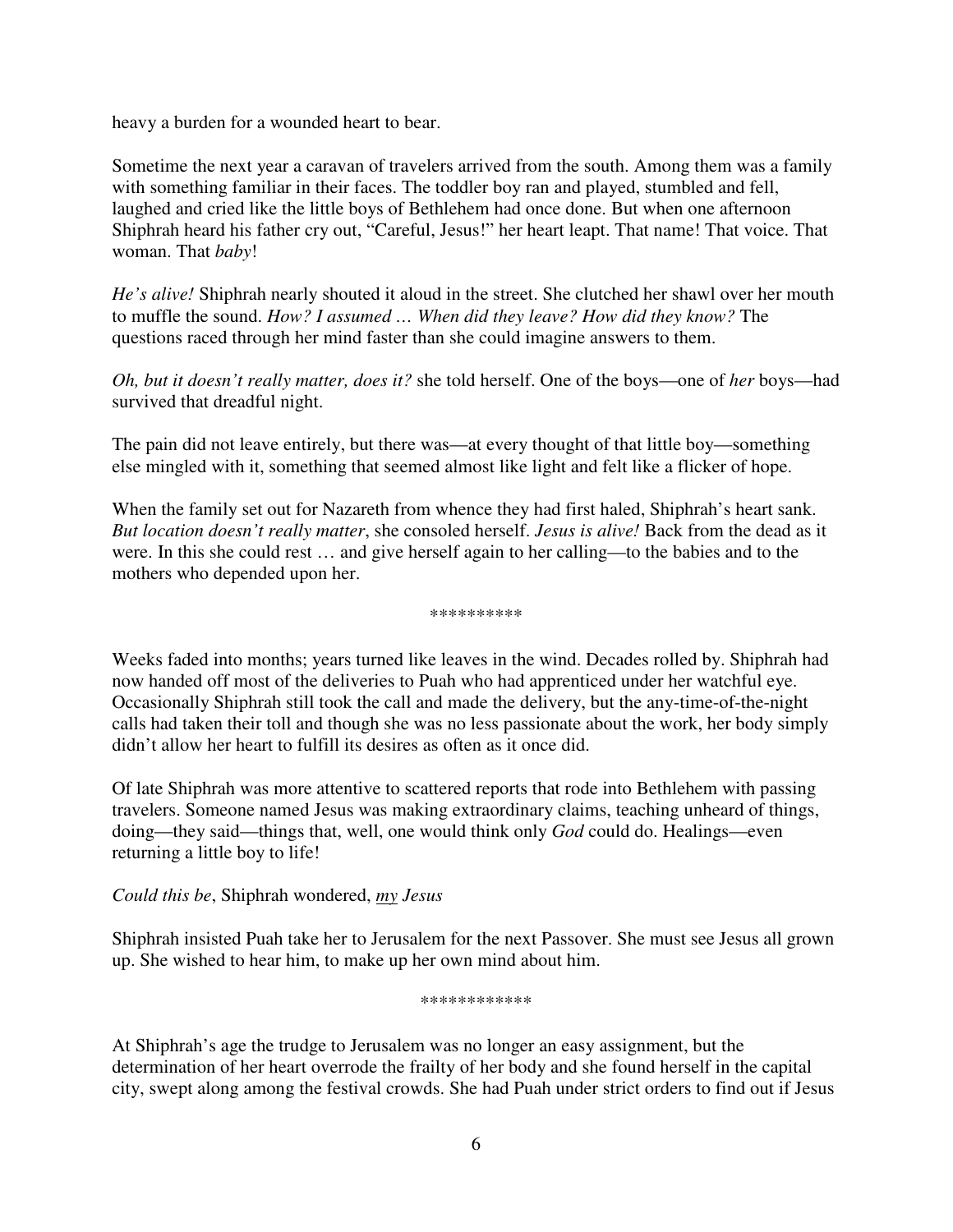heavy a burden for a wounded heart to bear.

Sometime the next year a caravan of travelers arrived from the south. Among them was a family with something familiar in their faces. The toddler boy ran and played, stumbled and fell, laughed and cried like the little boys of Bethlehem had once done. But when one afternoon Shiphrah heard his father cry out, “Careful, Jesus!” her heart leapt. That name! That voice. That woman. That *baby*!

*He’s alive!* Shiphrah nearly shouted it aloud in the street. She clutched her shawl over her mouth to muffle the sound. *How? I assumed … When did they leave? How did they know?* The questions raced through her mind faster than she could imagine answers to them.

*Oh, but it doesn’t really matter, does it?* she told herself. One of the boys—one of *her* boys—had survived that dreadful night.

The pain did not leave entirely, but there was—at every thought of that little boy—something else mingled with it, something that seemed almost like light and felt like a flicker of hope.

When the family set out for Nazareth from whence they had first haled, Shiphrah’s heart sank. *But location doesn’t really matter*, she consoled herself. *Jesus is alive!* Back from the dead as it were. In this she could rest … and give herself again to her calling—to the babies and to the mothers who depended upon her.

\*\*\*\*\*\*\*\*\*\*

Weeks faded into months; years turned like leaves in the wind. Decades rolled by. Shiphrah had now handed off most of the deliveries to Puah who had apprenticed under her watchful eye. Occasionally Shiphrah still took the call and made the delivery, but the any-time-of-the-night calls had taken their toll and though she was no less passionate about the work, her body simply didn’t allow her heart to fulfill its desires as often as it once did.

Of late Shiphrah was more attentive to scattered reports that rode into Bethlehem with passing travelers. Someone named Jesus was making extraordinary claims, teaching unheard of things, doing—they said—things that, well, one would think only *God* could do. Healings—even returning a little boy to life!

*Could this be*, Shiphrah wondered, *<u>my</u> Jesus*

Shiphrah insisted Puah take her to Jerusalem for the next Passover. She must see Jesus all grown up. She wished to hear him, to make up her own mind about him.

\*\*\*\*\*\*\*\*\*\*\*\*

At Shiphrah’s age the trudge to Jerusalem was no longer an easy assignment, but the determination of her heart overrode the frailty of her body and she found herself in the capital city, swept along among the festival crowds. She had Puah under strict orders to find out if Jesus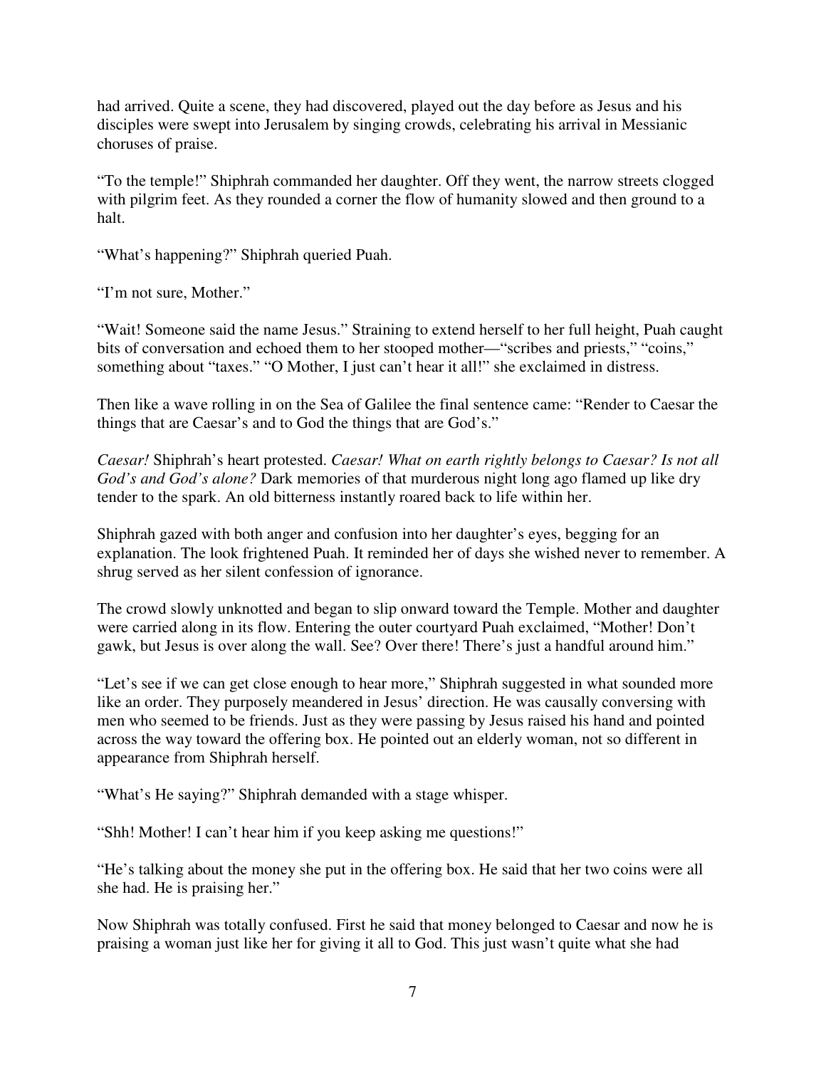had arrived. Quite a scene, they had discovered, played out the day before as Jesus and his disciples were swept into Jerusalem by singing crowds, celebrating his arrival in Messianic choruses of praise.

"To the temple!" Shiphrah commanded her daughter. Off they went, the narrow streets clogged with pilgrim feet. As they rounded a corner the flow of humanity slowed and then ground to a halt.

"What's happening?" Shiphrah queried Puah.

"I'm not sure, Mother."

"Wait! Someone said the name Jesus." Straining to extend herself to her full height, Puah caught bits of conversation and echoed them to her stooped mother—"scribes and priests," "coins," something about "taxes." "O Mother, I just can't hear it all!" she exclaimed in distress.

Then like a wave rolling in on the Sea of Galilee the final sentence came: "Render to Caesar the things that are Caesar's and to God the things that are God's."

*Caesar!* Shiphrah's heart protested. *Caesar! What on earth rightly belongs to Caesar? Is not all God's and God's alone?* Dark memories of that murderous night long ago flamed up like dry tender to the spark. An old bitterness instantly roared back to life within her.

Shiphrah gazed with both anger and confusion into her daughter's eyes, begging for an explanation. The look frightened Puah. It reminded her of days she wished never to remember. A shrug served as her silent confession of ignorance.

The crowd slowly unknotted and began to slip onward toward the Temple. Mother and daughter were carried along in its flow. Entering the outer courtyard Puah exclaimed, "Mother! Don't gawk, but Jesus is over along the wall. See? Over there! There's just a handful around him."

"Let's see if we can get close enough to hear more," Shiphrah suggested in what sounded more like an order. They purposely meandered in Jesus' direction. He was causally conversing with men who seemed to be friends. Just as they were passing by Jesus raised his hand and pointed across the way toward the offering box. He pointed out an elderly woman, not so different in appearance from Shiphrah herself.

"What's He saying?" Shiphrah demanded with a stage whisper.

"Shh! Mother! I can't hear him if you keep asking me questions!"

"He's talking about the money she put in the offering box. He said that her two coins were all she had. He is praising her."

Now Shiphrah was totally confused. First he said that money belonged to Caesar and now he is praising a woman just like her for giving it all to God. This just wasn't quite what she had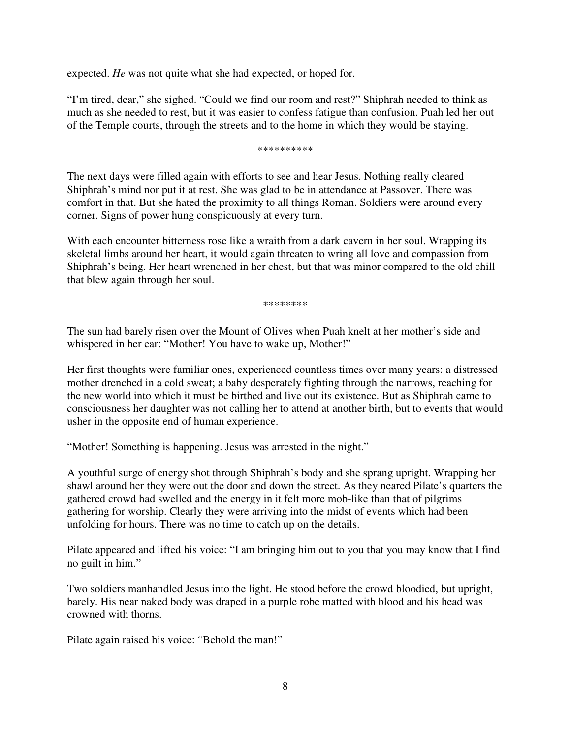expected. *He* was not quite what she had expected, or hoped for.

"I'm tired, dear," she sighed. "Could we find our room and rest?" Shiphrah needed to think as much as she needed to rest, but it was easier to confess fatigue than confusion. Puah led her out of the Temple courts, through the streets and to the home in which they would be staying.

\*\*\*\*\*\*\*\*\*\*

The next days were filled again with efforts to see and hear Jesus. Nothing really cleared Shiphrah's mind nor put it at rest. She was glad to be in attendance at Passover. There was comfort in that. But she hated the proximity to all things Roman. Soldiers were around every corner. Signs of power hung conspicuously at every turn.

With each encounter bitterness rose like a wraith from a dark cavern in her soul. Wrapping its skeletal limbs around her heart, it would again threaten to wring all love and compassion from Shiphrah's being. Her heart wrenched in her chest, but that was minor compared to the old chill that blew again through her soul.

\*\*\*\*\*\*\*\*

The sun had barely risen over the Mount of Olives when Puah knelt at her mother's side and whispered in her ear: "Mother! You have to wake up, Mother!"

Her first thoughts were familiar ones, experienced countless times over many years: a distressed mother drenched in a cold sweat; a baby desperately fighting through the narrows, reaching for the new world into which it must be birthed and live out its existence. But as Shiphrah came to consciousness her daughter was not calling her to attend at another birth, but to events that would usher in the opposite end of human experience.

"Mother! Something is happening. Jesus was arrested in the night."

A youthful surge of energy shot through Shiphrah's body and she sprang upright. Wrapping her shawl around her they were out the door and down the street. As they neared Pilate's quarters the gathered crowd had swelled and the energy in it felt more mob-like than that of pilgrims gathering for worship. Clearly they were arriving into the midst of events which had been unfolding for hours. There was no time to catch up on the details.

Pilate appeared and lifted his voice: "I am bringing him out to you that you may know that I find no guilt in him."

Two soldiers manhandled Jesus into the light. He stood before the crowd bloodied, but upright, barely. His near naked body was draped in a purple robe matted with blood and his head was crowned with thorns.

Pilate again raised his voice: "Behold the man!"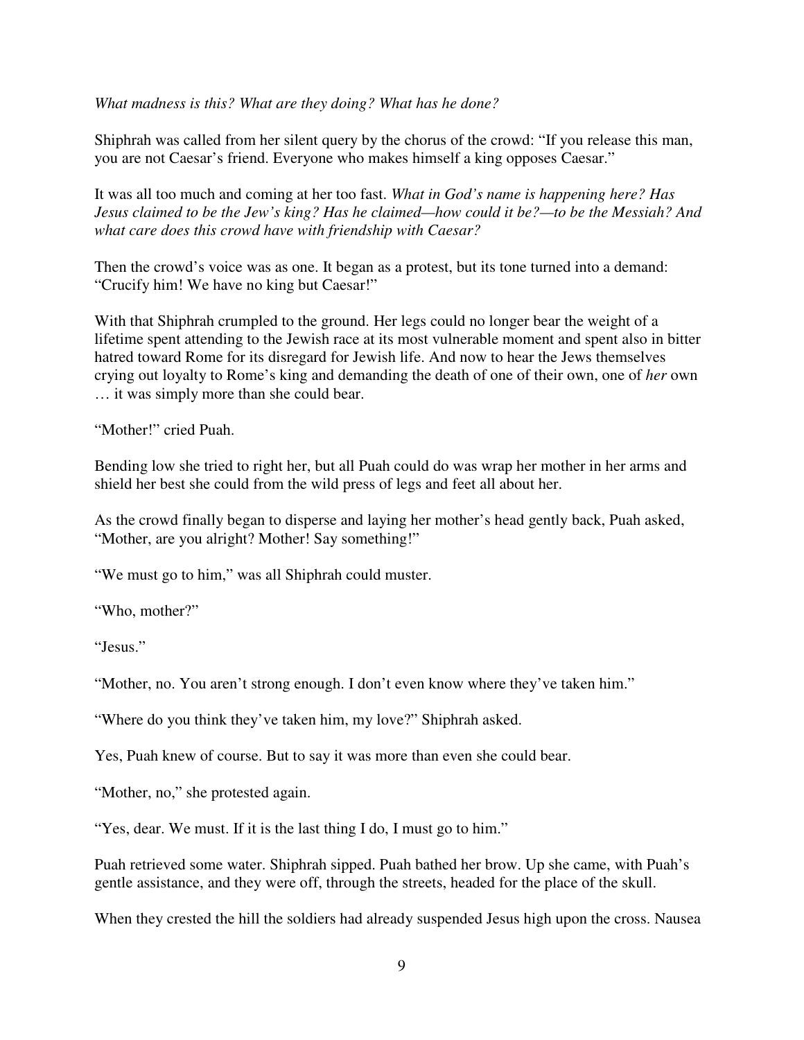*What madness is this? What are they doing? What has he done?*

Shiphrah was called from her silent query by the chorus of the crowd: "If you release this man, you are not Caesar's friend. Everyone who makes himself a king opposes Caesar."

It was all too much and coming at her too fast. *What in God's name is happening here? Has Jesus claimed to be the Jew's king? Has he claimed—how could it be?—to be the Messiah? And what care does this crowd have with friendship with Caesar?*

Then the crowd's voice was as one. It began as a protest, but its tone turned into a demand: "Crucify him! We have no king but Caesar!"

With that Shiphrah crumpled to the ground. Her legs could no longer bear the weight of a lifetime spent attending to the Jewish race at its most vulnerable moment and spent also in bitter hatred toward Rome for its disregard for Jewish life. And now to hear the Jews themselves crying out loyalty to Rome's king and demanding the death of one of their own, one of *her* own … it was simply more than she could bear.

"Mother!" cried Puah.

Bending low she tried to right her, but all Puah could do was wrap her mother in her arms and shield her best she could from the wild press of legs and feet all about her.

As the crowd finally began to disperse and laying her mother's head gently back, Puah asked, "Mother, are you alright? Mother! Say something!"

"We must go to him," was all Shiphrah could muster.

"Who, mother?"

"Jesus."

"Mother, no. You aren't strong enough. I don't even know where they've taken him."

"Where do you think they've taken him, my love?" Shiphrah asked.

Yes, Puah knew of course. But to say it was more than even she could bear.

"Mother, no," she protested again.

"Yes, dear. We must. If it is the last thing I do, I must go to him."

Puah retrieved some water. Shiphrah sipped. Puah bathed her brow. Up she came, with Puah's gentle assistance, and they were off, through the streets, headed for the place of the skull.

When they crested the hill the soldiers had already suspended Jesus high upon the cross. Nausea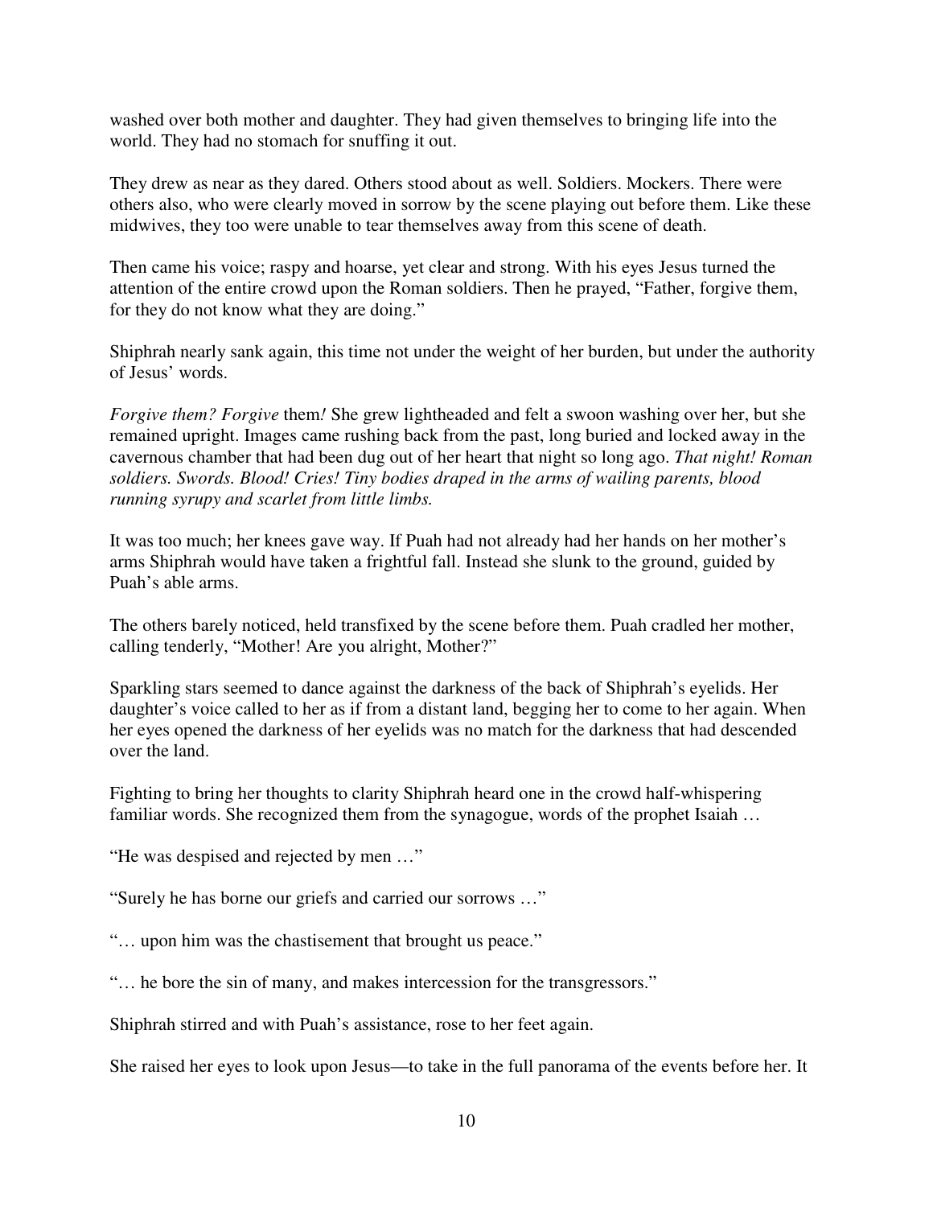washed over both mother and daughter. They had given themselves to bringing life into the world. They had no stomach for snuffing it out.

They drew as near as they dared. Others stood about as well. Soldiers. Mockers. There were others also, who were clearly moved in sorrow by the scene playing out before them. Like these midwives, they too were unable to tear themselves away from this scene of death.

Then came his voice; raspy and hoarse, yet clear and strong. With his eyes Jesus turned the attention of the entire crowd upon the Roman soldiers. Then he prayed, “Father, forgive them, for they do not know what they are doing.”

Shiphrah nearly sank again, this time not under the weight of her burden, but under the authority of Jesus’ words.

*Forgive them? Forgive* them*!* She grew lightheaded and felt a swoon washing over her, but she remained upright. Images came rushing back from the past, long buried and locked away in the cavernous chamber that had been dug out of her heart that night so long ago. *That night! Roman soldiers. Swords. Blood! Cries! Tiny bodies draped in the arms of wailing parents, blood running syrupy and scarlet from little limbs.*

It was too much; her knees gave way. If Puah had not already had her hands on her mother’s arms Shiphrah would have taken a frightful fall. Instead she slunk to the ground, guided by Puah’s able arms.

The others barely noticed, held transfixed by the scene before them. Puah cradled her mother, calling tenderly, “Mother! Are you alright, Mother?”

Sparkling stars seemed to dance against the darkness of the back of Shiphrah’s eyelids. Her daughter’s voice called to her as if from a distant land, begging her to come to her again. When her eyes opened the darkness of her eyelids was no match for the darkness that had descended over the land.

Fighting to bring her thoughts to clarity Shiphrah heard one in the crowd half-whispering familiar words. She recognized them from the synagogue, words of the prophet Isaiah …

“He was despised and rejected by men …”

“Surely he has borne our griefs and carried our sorrows …”

“… upon him was the chastisement that brought us peace.”

“… he bore the sin of many, and makes intercession for the transgressors.”

Shiphrah stirred and with Puah’s assistance, rose to her feet again.

She raised her eyes to look upon Jesus—to take in the full panorama of the events before her. It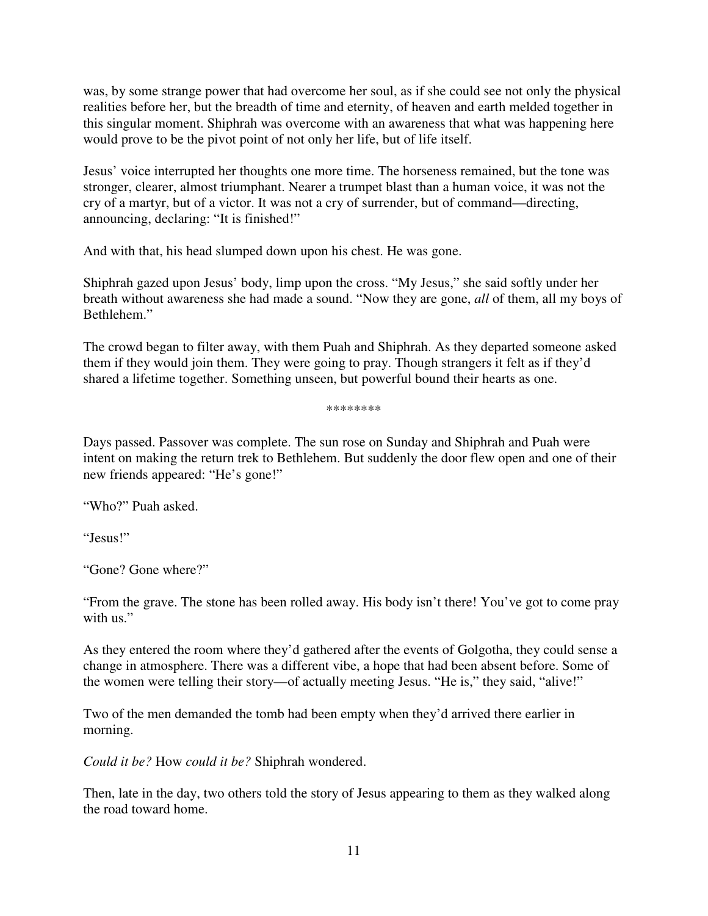was, by some strange power that had overcome her soul, as if she could see not only the physical realities before her, but the breadth of time and eternity, of heaven and earth melded together in this singular moment. Shiphrah was overcome with an awareness that what was happening here would prove to be the pivot point of not only her life, but of life itself.

Jesus' voice interrupted her thoughts one more time. The horseness remained, but the tone was stronger, clearer, almost triumphant. Nearer a trumpet blast than a human voice, it was not the cry of a martyr, but of a victor. It was not a cry of surrender, but of command—directing, announcing, declaring: "It is finished!"

And with that, his head slumped down upon his chest. He was gone.

Shiphrah gazed upon Jesus' body, limp upon the cross. "My Jesus," she said softly under her breath without awareness she had made a sound. "Now they are gone, *all* of them, all my boys of Bethlehem."

The crowd began to filter away, with them Puah and Shiphrah. As they departed someone asked them if they would join them. They were going to pray. Though strangers it felt as if they'd shared a lifetime together. Something unseen, but powerful bound their hearts as one.

********

Days passed. Passover was complete. The sun rose on Sunday and Shiphrah and Puah were intent on making the return trek to Bethlehem. But suddenly the door flew open and one of their new friends appeared: "He's gone!"

"Who?" Puah asked.

"Jesus!"

"Gone? Gone where?"

"From the grave. The stone has been rolled away. His body isn't there! You've got to come pray with us."

As they entered the room where they'd gathered after the events of Golgotha, they could sense a change in atmosphere. There was a different vibe, a hope that had been absent before. Some of the women were telling their story—of actually meeting Jesus. "He is," they said, "alive!"

Two of the men demanded the tomb had been empty when they'd arrived there earlier in morning.

*Could it be?* How *could it be?* Shiphrah wondered.

Then, late in the day, two others told the story of Jesus appearing to them as they walked along the road toward home.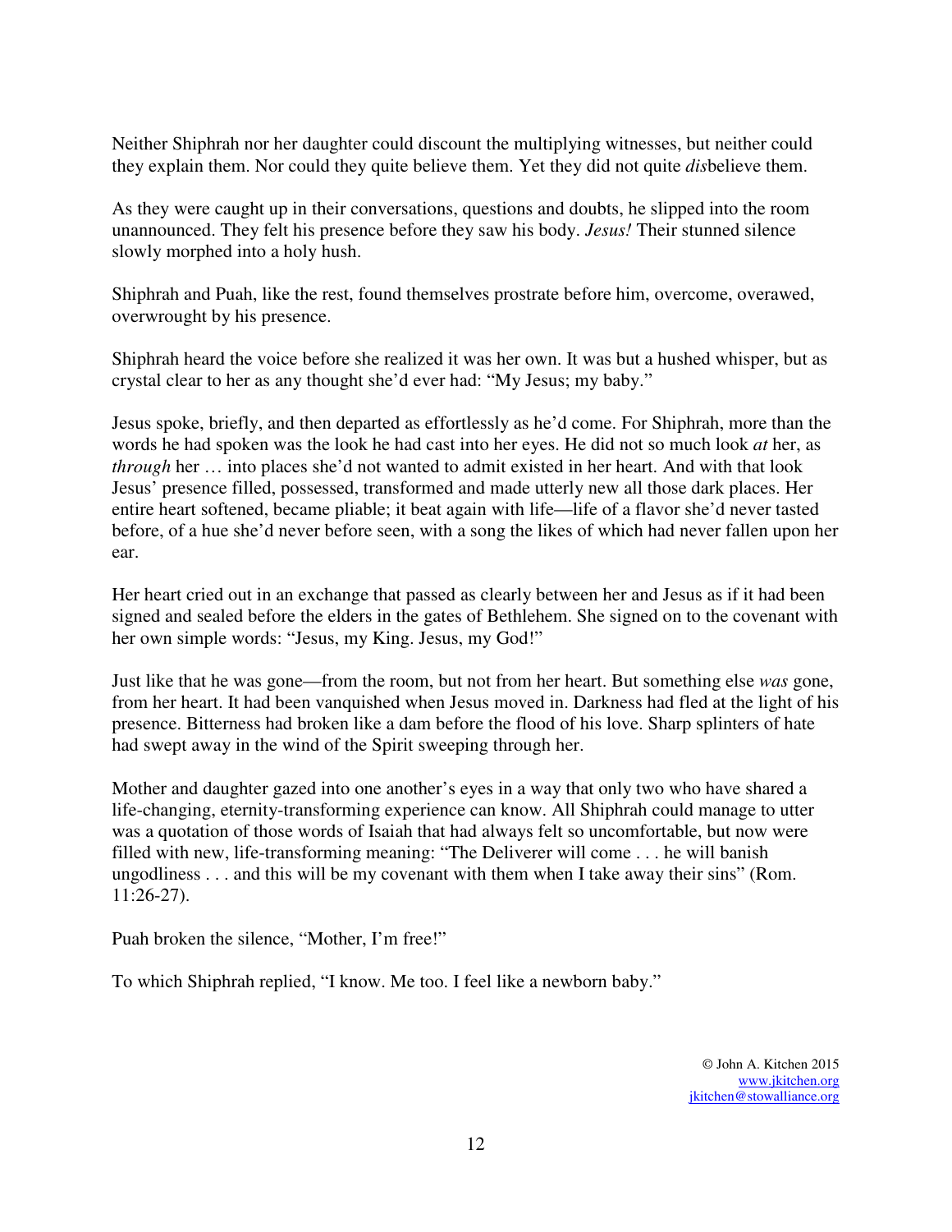Neither Shiphrah nor her daughter could discount the multiplying witnesses, but neither could they explain them. Nor could they quite believe them. Yet they did not quite *dis*believe them.

As they were caught up in their conversations, questions and doubts, he slipped into the room unannounced. They felt his presence before they saw his body. *Jesus!* Their stunned silence slowly morphed into a holy hush.

Shiphrah and Puah, like the rest, found themselves prostrate before him, overcome, overawed, overwrought by his presence.

Shiphrah heard the voice before she realized it was her own. It was but a hushed whisper, but as crystal clear to her as any thought she'd ever had: "My Jesus; my baby."

Jesus spoke, briefly, and then departed as effortlessly as he'd come. For Shiphrah, more than the words he had spoken was the look he had cast into her eyes. He did not so much look *at* her, as *through* her … into places she'd not wanted to admit existed in her heart. And with that look Jesus' presence filled, possessed, transformed and made utterly new all those dark places. Her entire heart softened, became pliable; it beat again with life—life of a flavor she'd never tasted before, of a hue she'd never before seen, with a song the likes of which had never fallen upon her ear.

Her heart cried out in an exchange that passed as clearly between her and Jesus as if it had been signed and sealed before the elders in the gates of Bethlehem. She signed on to the covenant with her own simple words: "Jesus, my King. Jesus, my God!"

Just like that he was gone—from the room, but not from her heart. But something else *was* gone, from her heart. It had been vanquished when Jesus moved in. Darkness had fled at the light of his presence. Bitterness had broken like a dam before the flood of his love. Sharp splinters of hate had swept away in the wind of the Spirit sweeping through her.

Mother and daughter gazed into one another's eyes in a way that only two who have shared a life-changing, eternity-transforming experience can know. All Shiphrah could manage to utter was a quotation of those words of Isaiah that had always felt so uncomfortable, but now were filled with new, life-transforming meaning: "The Deliverer will come . . . he will banish ungodliness . . . and this will be my covenant with them when I take away their sins" (Rom. 11:26-27).

Puah broken the silence, "Mother, I'm free!"

To which Shiphrah replied, "I know. Me too. I feel like a newborn baby."

© John A. Kitchen 2015
www.jkitchen.org
jkitchen@stowalliance.org